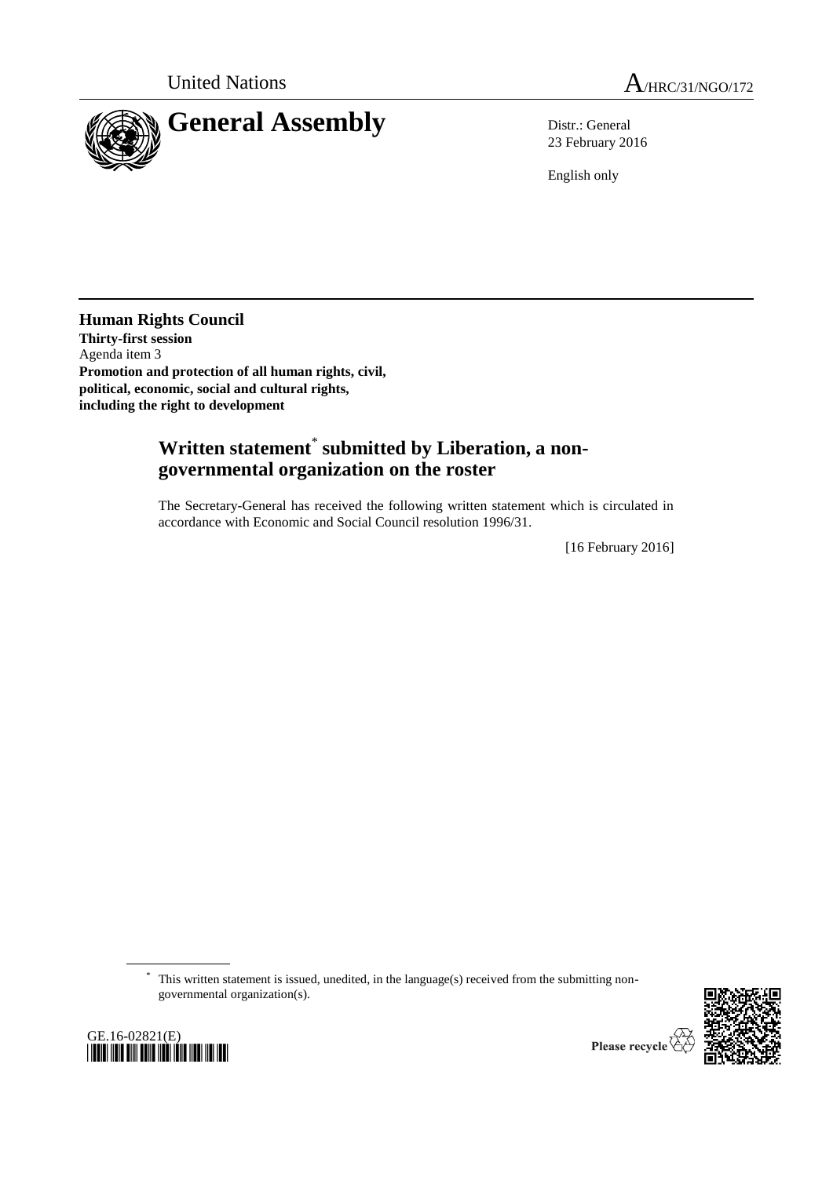United Nations

A/HRC/31/NGO/172

# General Assembly

Distr.: General
23 February 2016

English only

## Human Rights Council

**Thirty-first session**
Agenda item 3
**Promotion and protection of all human rights, civil, political, economic, social and cultural rights, including the right to development**

## Written statement* submitted by Liberation, a non-governmental organization on the roster

The Secretary-General has received the following written statement which is circulated in accordance with Economic and Social Council resolution 1996/31.

[16 February 2016]

\* This written statement is issued, unedited, in the language(s) received from the submitting non-governmental organization(s).

GE.16-02821(E)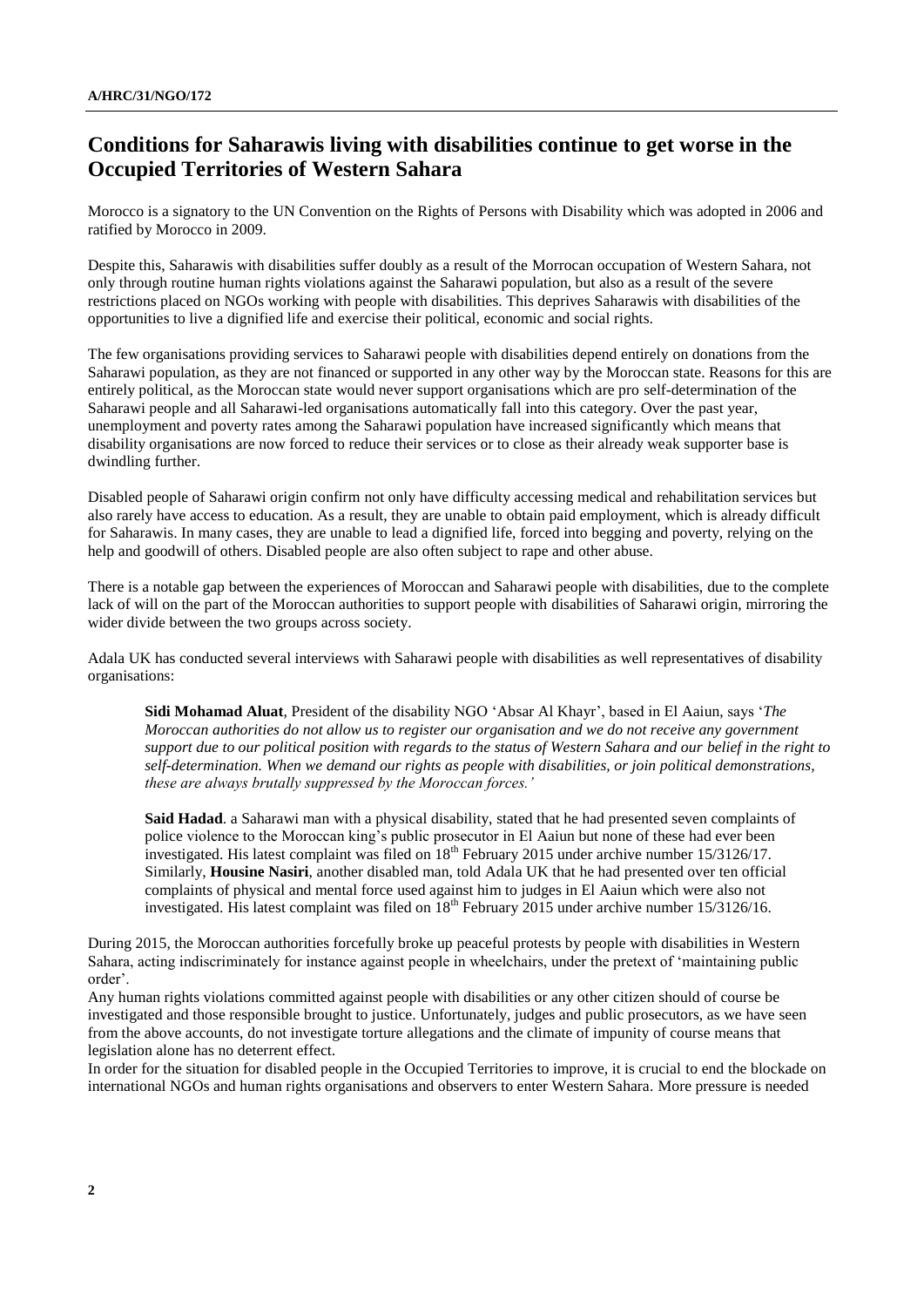## Conditions for Saharawis living with disabilities continue to get worse in the Occupied Territories of Western Sahara

Morocco is a signatory to the UN Convention on the Rights of Persons with Disability which was adopted in 2006 and ratified by Morocco in 2009.

Despite this, Saharawis with disabilities suffer doubly as a result of the Morrocan occupation of Western Sahara, not only through routine human rights violations against the Saharawi population, but also as a result of the severe restrictions placed on NGOs working with people with disabilities. This deprives Saharawis with disabilities of the opportunities to live a dignified life and exercise their political, economic and social rights.

The few organisations providing services to Saharawi people with disabilities depend entirely on donations from the Saharawi population, as they are not financed or supported in any other way by the Moroccan state. Reasons for this are entirely political, as the Moroccan state would never support organisations which are pro self-determination of the Saharawi people and all Saharawi-led organisations automatically fall into this category. Over the past year, unemployment and poverty rates among the Saharawi population have increased significantly which means that disability organisations are now forced to reduce their services or to close as their already weak supporter base is dwindling further.

Disabled people of Saharawi origin confirm not only have difficulty accessing medical and rehabilitation services but also rarely have access to education. As a result, they are unable to obtain paid employment, which is already difficult for Saharawis. In many cases, they are unable to lead a dignified life, forced into begging and poverty, relying on the help and goodwill of others. Disabled people are also often subject to rape and other abuse.

There is a notable gap between the experiences of Moroccan and Saharawi people with disabilities, due to the complete lack of will on the part of the Moroccan authorities to support people with disabilities of Saharawi origin, mirroring the wider divide between the two groups across society.

Adala UK has conducted several interviews with Saharawi people with disabilities as well representatives of disability organisations:

> **Sidi Mohamad Aluat**, President of the disability NGO 'Absar Al Khayr', based in El Aaiun, says '*The Moroccan authorities do not allow us to register our organisation and we do not receive any government support due to our political position with regards to the status of Western Sahara and our belief in the right to self-determination. When we demand our rights as people with disabilities, or join political demonstrations, these are always brutally suppressed by the Moroccan forces.'*
>
> **Said Hadad**. a Saharawi man with a physical disability, stated that he had presented seven complaints of police violence to the Moroccan king's public prosecutor in El Aaiun but none of these had ever been investigated. His latest complaint was filed on 18th February 2015 under archive number 15/3126/17. Similarly, **Housine Nasiri**, another disabled man, told Adala UK that he had presented over ten official complaints of physical and mental force used against him to judges in El Aaiun which were also not investigated. His latest complaint was filed on 18th February 2015 under archive number 15/3126/16.

During 2015, the Moroccan authorities forcefully broke up peaceful protests by people with disabilities in Western Sahara, acting indiscriminately for instance against people in wheelchairs, under the pretext of 'maintaining public order'.

Any human rights violations committed against people with disabilities or any other citizen should of course be investigated and those responsible brought to justice. Unfortunately, judges and public prosecutors, as we have seen from the above accounts, do not investigate torture allegations and the climate of impunity of course means that legislation alone has no deterrent effect.

In order for the situation for disabled people in the Occupied Territories to improve, it is crucial to end the blockade on international NGOs and human rights organisations and observers to enter Western Sahara. More pressure is needed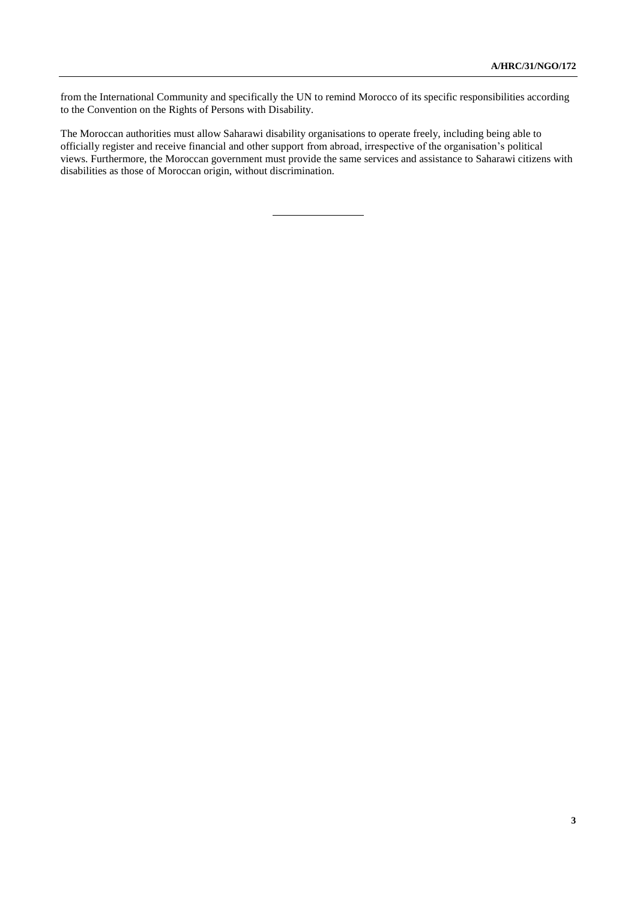from the International Community and specifically the UN to remind Morocco of its specific responsibilities according to the Convention on the Rights of Persons with Disability.

The Moroccan authorities must allow Saharawi disability organisations to operate freely, including being able to officially register and receive financial and other support from abroad, irrespective of the organisation's political views. Furthermore, the Moroccan government must provide the same services and assistance to Saharawi citizens with disabilities as those of Moroccan origin, without discrimination.